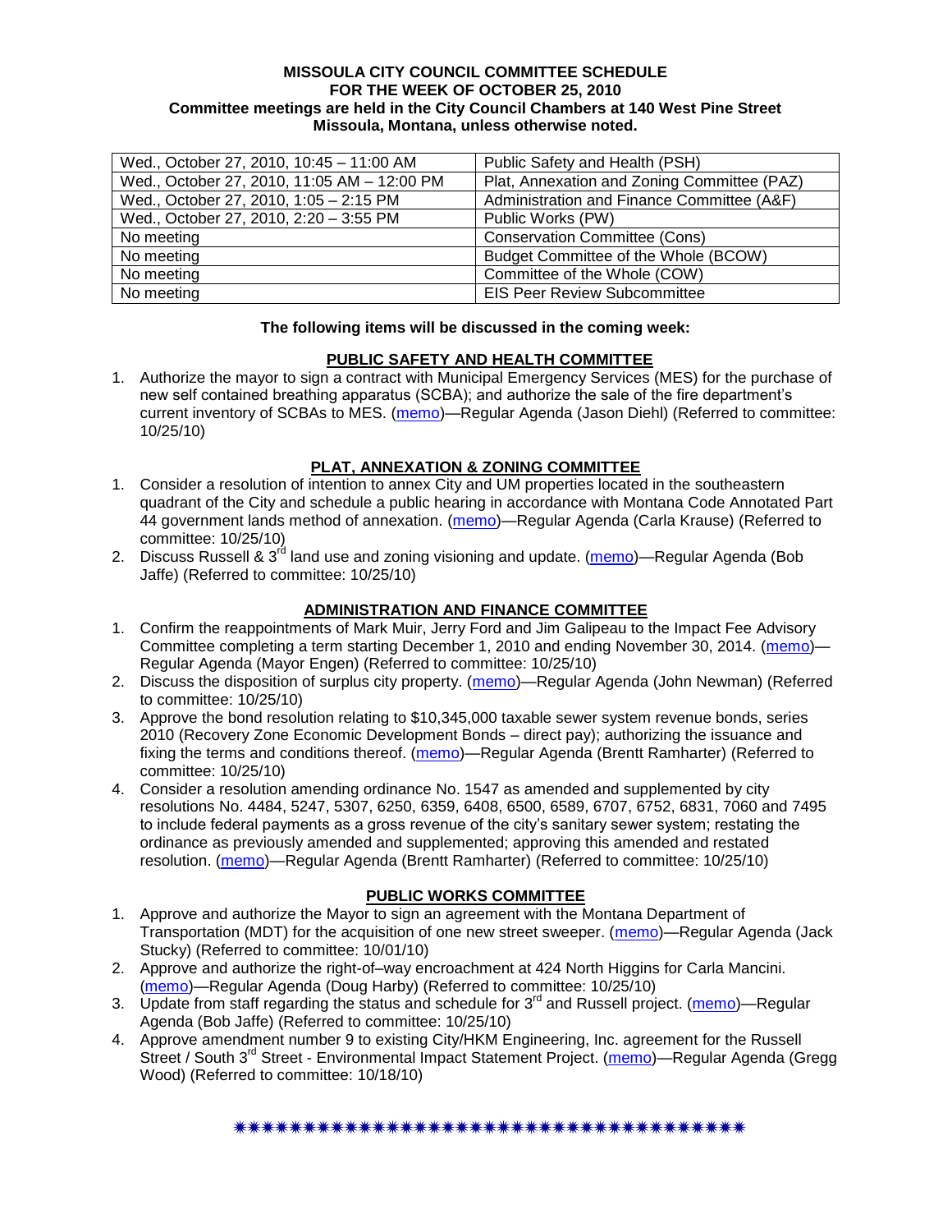**MISSOULA CITY COUNCIL COMMITTEE SCHEDULE**
**FOR THE WEEK OF OCTOBER 25, 2010**
**Committee meetings are held in the City Council Chambers at 140 West Pine Street**
**Missoula, Montana, unless otherwise noted.**

| | |
|---|---|
| Wed., October 27, 2010, 10:45 – 11:00 AM | Public Safety and Health (PSH) |
| Wed., October 27, 2010, 11:05 AM – 12:00 PM | Plat, Annexation and Zoning Committee (PAZ) |
| Wed., October 27, 2010, 1:05 – 2:15 PM | Administration and Finance Committee (A&F) |
| Wed., October 27, 2010, 2:20 – 3:55 PM | Public Works (PW) |
| No meeting | Conservation Committee (Cons) |
| No meeting | Budget Committee of the Whole (BCOW) |
| No meeting | Committee of the Whole (COW) |
| No meeting | EIS Peer Review Subcommittee |

**The following items will be discussed in the coming week:**

**PUBLIC SAFETY AND HEALTH COMMITTEE**

1. Authorize the mayor to sign a contract with Municipal Emergency Services (MES) for the purchase of new self contained breathing apparatus (SCBA); and authorize the sale of the fire department's current inventory of SCBAs to MES. (memo)—Regular Agenda (Jason Diehl) (Referred to committee: 10/25/10)

**PLAT, ANNEXATION & ZONING COMMITTEE**

1. Consider a resolution of intention to annex City and UM properties located in the southeastern quadrant of the City and schedule a public hearing in accordance with Montana Code Annotated Part 44 government lands method of annexation. (memo)—Regular Agenda (Carla Krause) (Referred to committee: 10/25/10)
2. Discuss Russell & 3rd land use and zoning visioning and update. (memo)—Regular Agenda (Bob Jaffe) (Referred to committee: 10/25/10)

**ADMINISTRATION AND FINANCE COMMITTEE**

1. Confirm the reappointments of Mark Muir, Jerry Ford and Jim Galipeau to the Impact Fee Advisory Committee completing a term starting December 1, 2010 and ending November 30, 2014. (memo)—Regular Agenda (Mayor Engen) (Referred to committee: 10/25/10)
2. Discuss the disposition of surplus city property. (memo)—Regular Agenda (John Newman) (Referred to committee: 10/25/10)
3. Approve the bond resolution relating to $10,345,000 taxable sewer system revenue bonds, series 2010 (Recovery Zone Economic Development Bonds – direct pay); authorizing the issuance and fixing the terms and conditions thereof. (memo)—Regular Agenda (Brentt Ramharter) (Referred to committee: 10/25/10)
4. Consider a resolution amending ordinance No. 1547 as amended and supplemented by city resolutions No. 4484, 5247, 5307, 6250, 6359, 6408, 6500, 6589, 6707, 6752, 6831, 7060 and 7495 to include federal payments as a gross revenue of the city's sanitary sewer system; restating the ordinance as previously amended and supplemented; approving this amended and restated resolution. (memo)—Regular Agenda (Brentt Ramharter) (Referred to committee: 10/25/10)

**PUBLIC WORKS COMMITTEE**

1. Approve and authorize the Mayor to sign an agreement with the Montana Department of Transportation (MDT) for the acquisition of one new street sweeper. (memo)—Regular Agenda (Jack Stucky) (Referred to committee: 10/01/10)
2. Approve and authorize the right-of–way encroachment at 424 North Higgins for Carla Mancini. (memo)—Regular Agenda (Doug Harby) (Referred to committee: 10/25/10)
3. Update from staff regarding the status and schedule for 3rd and Russell project. (memo)—Regular Agenda (Bob Jaffe) (Referred to committee: 10/25/10)
4. Approve amendment number 9 to existing City/HKM Engineering, Inc. agreement for the Russell Street / South 3rd Street - Environmental Impact Statement Project. (memo)—Regular Agenda (Gregg Wood) (Referred to committee: 10/18/10)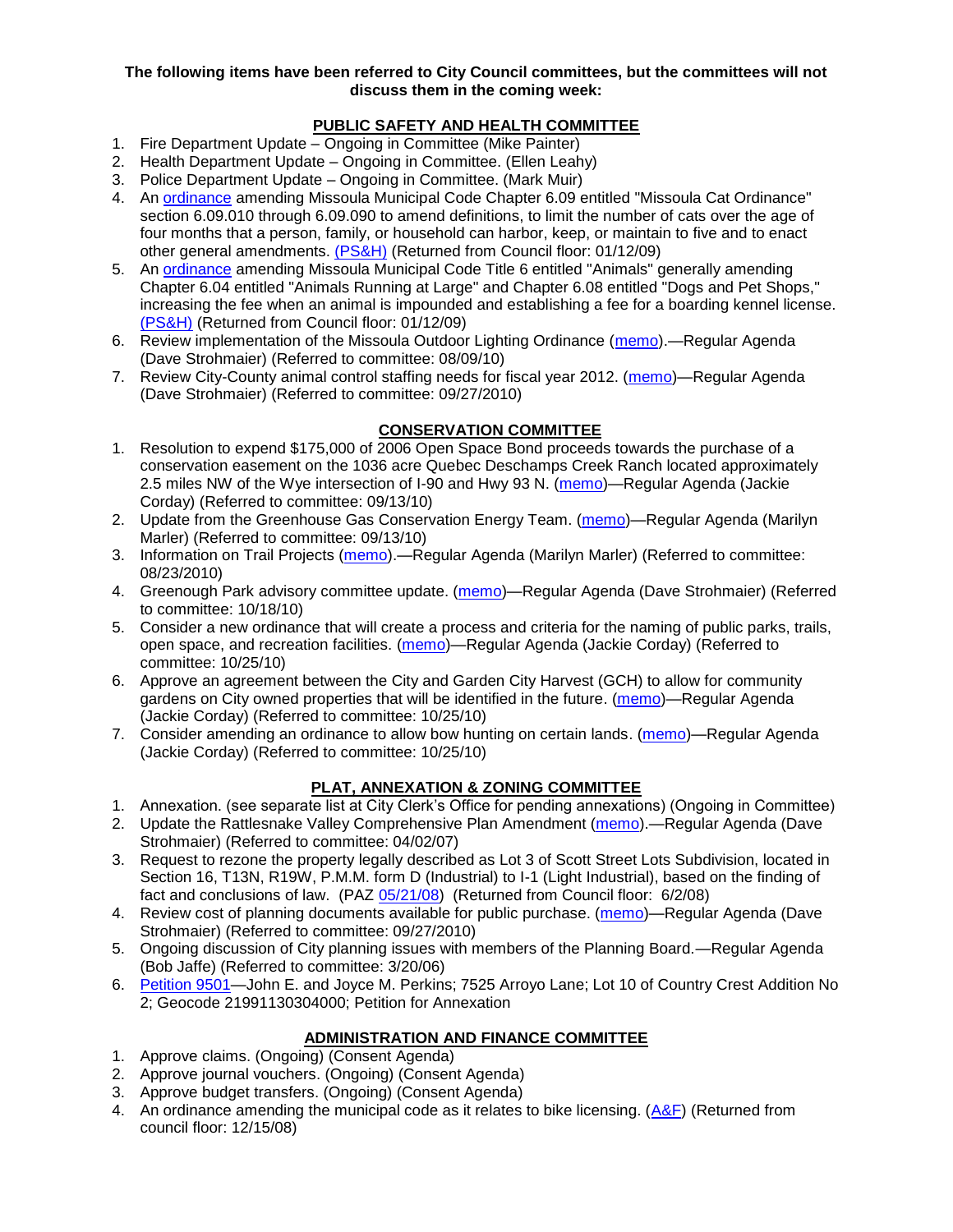**The following items have been referred to City Council committees, but the committees will not discuss them in the coming week:**

## PUBLIC SAFETY AND HEALTH COMMITTEE

1. Fire Department Update – Ongoing in Committee (Mike Painter)
2. Health Department Update – Ongoing in Committee. (Ellen Leahy)
3. Police Department Update – Ongoing in Committee. (Mark Muir)
4. An ordinance amending Missoula Municipal Code Chapter 6.09 entitled "Missoula Cat Ordinance" section 6.09.010 through 6.09.090 to amend definitions, to limit the number of cats over the age of four months that a person, family, or household can harbor, keep, or maintain to five and to enact other general amendments. (PS&H) (Returned from Council floor: 01/12/09)
5. An ordinance amending Missoula Municipal Code Title 6 entitled "Animals" generally amending Chapter 6.04 entitled "Animals Running at Large" and Chapter 6.08 entitled "Dogs and Pet Shops," increasing the fee when an animal is impounded and establishing a fee for a boarding kennel license. (PS&H) (Returned from Council floor: 01/12/09)
6. Review implementation of the Missoula Outdoor Lighting Ordinance (memo).—Regular Agenda (Dave Strohmaier) (Referred to committee: 08/09/10)
7. Review City-County animal control staffing needs for fiscal year 2012. (memo)—Regular Agenda (Dave Strohmaier) (Referred to committee: 09/27/2010)

## CONSERVATION COMMITTEE

1. Resolution to expend $175,000 of 2006 Open Space Bond proceeds towards the purchase of a conservation easement on the 1036 acre Quebec Deschamps Creek Ranch located approximately 2.5 miles NW of the Wye intersection of I-90 and Hwy 93 N. (memo)—Regular Agenda (Jackie Corday) (Referred to committee: 09/13/10)
2. Update from the Greenhouse Gas Conservation Energy Team. (memo)—Regular Agenda (Marilyn Marler) (Referred to committee: 09/13/10)
3. Information on Trail Projects (memo).—Regular Agenda (Marilyn Marler) (Referred to committee: 08/23/2010)
4. Greenough Park advisory committee update. (memo)—Regular Agenda (Dave Strohmaier) (Referred to committee: 10/18/10)
5. Consider a new ordinance that will create a process and criteria for the naming of public parks, trails, open space, and recreation facilities. (memo)—Regular Agenda (Jackie Corday) (Referred to committee: 10/25/10)
6. Approve an agreement between the City and Garden City Harvest (GCH) to allow for community gardens on City owned properties that will be identified in the future. (memo)—Regular Agenda (Jackie Corday) (Referred to committee: 10/25/10)
7. Consider amending an ordinance to allow bow hunting on certain lands. (memo)—Regular Agenda (Jackie Corday) (Referred to committee: 10/25/10)

## PLAT, ANNEXATION & ZONING COMMITTEE

1. Annexation. (see separate list at City Clerk's Office for pending annexations) (Ongoing in Committee)
2. Update the Rattlesnake Valley Comprehensive Plan Amendment (memo).—Regular Agenda (Dave Strohmaier) (Referred to committee: 04/02/07)
3. Request to rezone the property legally described as Lot 3 of Scott Street Lots Subdivision, located in Section 16, T13N, R19W, P.M.M. form D (Industrial) to I-1 (Light Industrial), based on the finding of fact and conclusions of law. (PAZ 05/21/08) (Returned from Council floor: 6/2/08)
4. Review cost of planning documents available for public purchase. (memo)—Regular Agenda (Dave Strohmaier) (Referred to committee: 09/27/2010)
5. Ongoing discussion of City planning issues with members of the Planning Board.—Regular Agenda (Bob Jaffe) (Referred to committee: 3/20/06)
6. Petition 9501—John E. and Joyce M. Perkins; 7525 Arroyo Lane; Lot 10 of Country Crest Addition No 2; Geocode 21991130304000; Petition for Annexation

## ADMINISTRATION AND FINANCE COMMITTEE

1. Approve claims. (Ongoing) (Consent Agenda)
2. Approve journal vouchers. (Ongoing) (Consent Agenda)
3. Approve budget transfers. (Ongoing) (Consent Agenda)
4. An ordinance amending the municipal code as it relates to bike licensing. (A&F) (Returned from council floor: 12/15/08)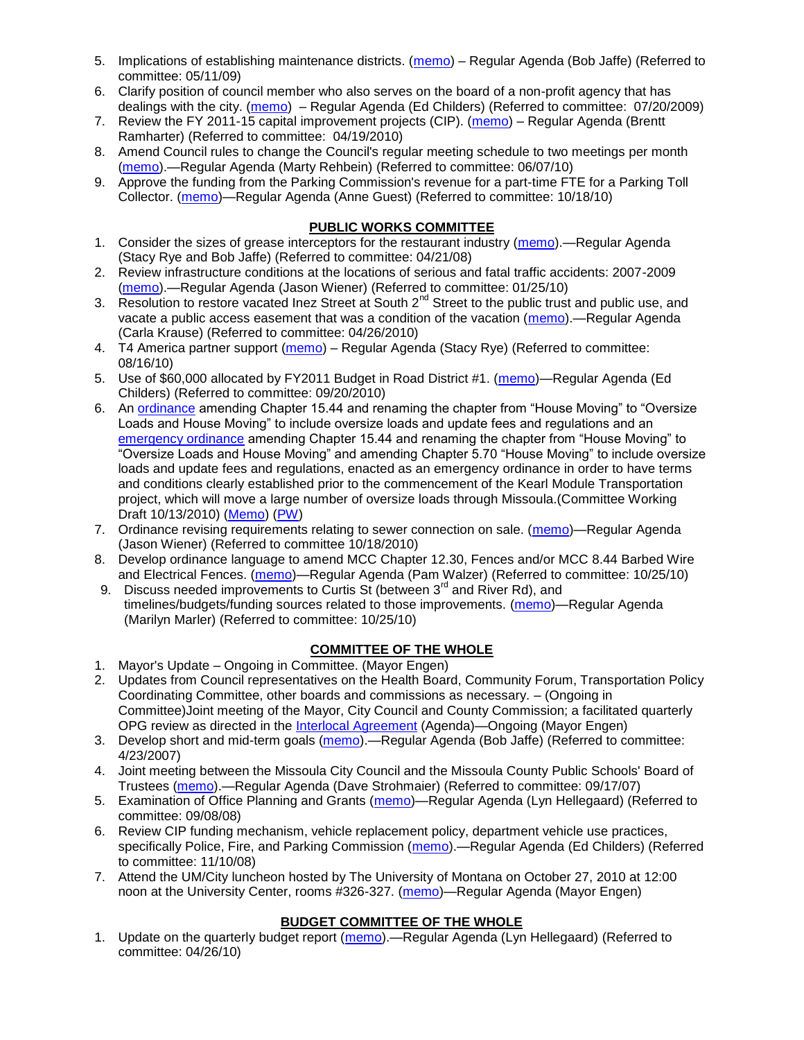5. Implications of establishing maintenance districts. (memo) – Regular Agenda (Bob Jaffe) (Referred to committee: 05/11/09)
6. Clarify position of council member who also serves on the board of a non-profit agency that has dealings with the city. (memo) – Regular Agenda (Ed Childers) (Referred to committee: 07/20/2009)
7. Review the FY 2011-15 capital improvement projects (CIP). (memo) – Regular Agenda (Brentt Ramharter) (Referred to committee: 04/19/2010)
8. Amend Council rules to change the Council's regular meeting schedule to two meetings per month (memo).—Regular Agenda (Marty Rehbein) (Referred to committee: 06/07/10)
9. Approve the funding from the Parking Commission's revenue for a part-time FTE for a Parking Toll Collector. (memo)—Regular Agenda (Anne Guest) (Referred to committee: 10/18/10)

## PUBLIC WORKS COMMITTEE

1. Consider the sizes of grease interceptors for the restaurant industry (memo).—Regular Agenda (Stacy Rye and Bob Jaffe) (Referred to committee: 04/21/08)
2. Review infrastructure conditions at the locations of serious and fatal traffic accidents: 2007-2009 (memo).—Regular Agenda (Jason Wiener) (Referred to committee: 01/25/10)
3. Resolution to restore vacated Inez Street at South 2nd Street to the public trust and public use, and vacate a public access easement that was a condition of the vacation (memo).—Regular Agenda (Carla Krause) (Referred to committee: 04/26/2010)
4. T4 America partner support (memo) – Regular Agenda (Stacy Rye) (Referred to committee: 08/16/10)
5. Use of $60,000 allocated by FY2011 Budget in Road District #1. (memo)—Regular Agenda (Ed Childers) (Referred to committee: 09/20/2010)
6. An ordinance amending Chapter 15.44 and renaming the chapter from "House Moving" to "Oversize Loads and House Moving" to include oversize loads and update fees and regulations and an emergency ordinance amending Chapter 15.44 and renaming the chapter from "House Moving" to "Oversize Loads and House Moving" and amending Chapter 5.70 "House Moving" to include oversize loads and update fees and regulations, enacted as an emergency ordinance in order to have terms and conditions clearly established prior to the commencement of the Kearl Module Transportation project, which will move a large number of oversize loads through Missoula.(Committee Working Draft 10/13/2010) (Memo) (PW)
7. Ordinance revising requirements relating to sewer connection on sale. (memo)—Regular Agenda (Jason Wiener) (Referred to committee 10/18/2010)
8. Develop ordinance language to amend MCC Chapter 12.30, Fences and/or MCC 8.44 Barbed Wire and Electrical Fences. (memo)—Regular Agenda (Pam Walzer) (Referred to committee: 10/25/10)
9. Discuss needed improvements to Curtis St (between 3rd and River Rd), and timelines/budgets/funding sources related to those improvements. (memo)—Regular Agenda (Marilyn Marler) (Referred to committee: 10/25/10)

## COMMITTEE OF THE WHOLE

1. Mayor's Update – Ongoing in Committee. (Mayor Engen)
2. Updates from Council representatives on the Health Board, Community Forum, Transportation Policy Coordinating Committee, other boards and commissions as necessary. – (Ongoing in Committee)Joint meeting of the Mayor, City Council and County Commission; a facilitated quarterly OPG review as directed in the Interlocal Agreement (Agenda)—Ongoing (Mayor Engen)
3. Develop short and mid-term goals (memo).—Regular Agenda (Bob Jaffe) (Referred to committee: 4/23/2007)
4. Joint meeting between the Missoula City Council and the Missoula County Public Schools' Board of Trustees (memo).—Regular Agenda (Dave Strohmaier) (Referred to committee: 09/17/07)
5. Examination of Office Planning and Grants (memo)—Regular Agenda (Lyn Hellegaard) (Referred to committee: 09/08/08)
6. Review CIP funding mechanism, vehicle replacement policy, department vehicle use practices, specifically Police, Fire, and Parking Commission (memo).—Regular Agenda (Ed Childers) (Referred to committee: 11/10/08)
7. Attend the UM/City luncheon hosted by The University of Montana on October 27, 2010 at 12:00 noon at the University Center, rooms #326-327. (memo)—Regular Agenda (Mayor Engen)

## BUDGET COMMITTEE OF THE WHOLE

1. Update on the quarterly budget report (memo).—Regular Agenda (Lyn Hellegaard) (Referred to committee: 04/26/10)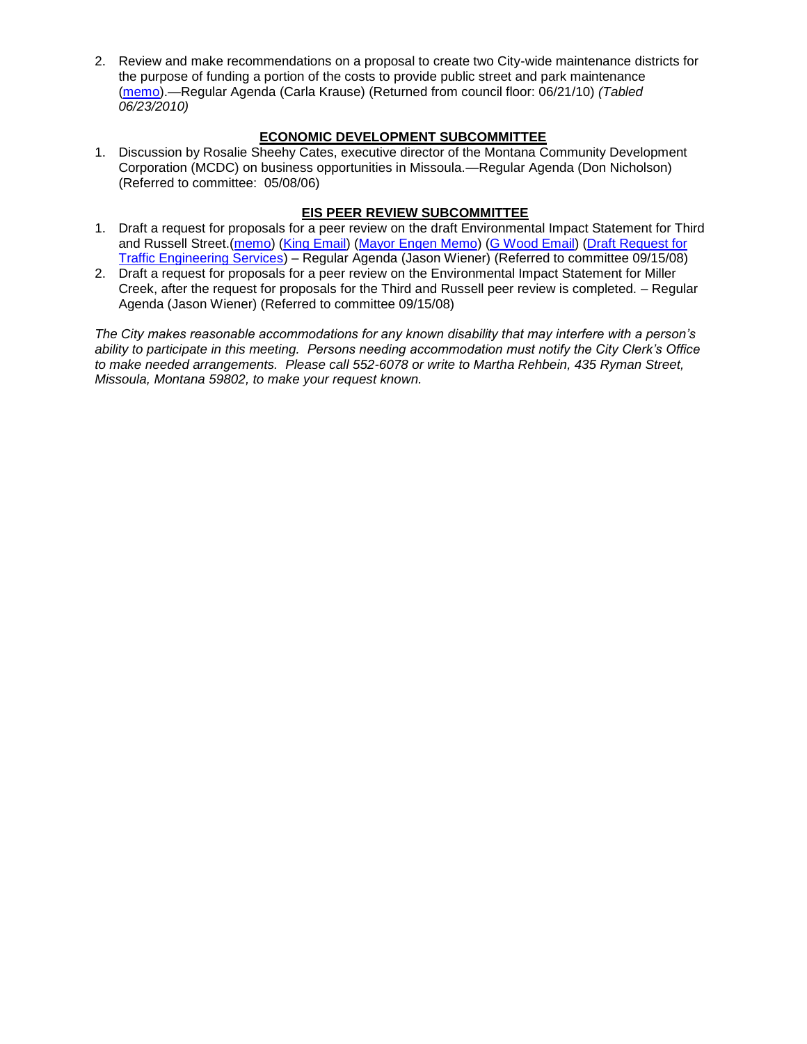2. Review and make recommendations on a proposal to create two City-wide maintenance districts for the purpose of funding a portion of the costs to provide public street and park maintenance (memo).—Regular Agenda (Carla Krause) (Returned from council floor: 06/21/10) *(Tabled 06/23/2010)*

**ECONOMIC DEVELOPMENT SUBCOMMITTEE**

1. Discussion by Rosalie Sheehy Cates, executive director of the Montana Community Development Corporation (MCDC) on business opportunities in Missoula.—Regular Agenda (Don Nicholson) (Referred to committee: 05/08/06)

**EIS PEER REVIEW SUBCOMMITTEE**

1. Draft a request for proposals for a peer review on the draft Environmental Impact Statement for Third and Russell Street.(memo) (King Email) (Mayor Engen Memo) (G Wood Email) (Draft Request for Traffic Engineering Services) – Regular Agenda (Jason Wiener) (Referred to committee 09/15/08)
2. Draft a request for proposals for a peer review on the Environmental Impact Statement for Miller Creek, after the request for proposals for the Third and Russell peer review is completed. – Regular Agenda (Jason Wiener) (Referred to committee 09/15/08)

*The City makes reasonable accommodations for any known disability that may interfere with a person's ability to participate in this meeting. Persons needing accommodation must notify the City Clerk's Office to make needed arrangements. Please call 552-6078 or write to Martha Rehbein, 435 Ryman Street, Missoula, Montana 59802, to make your request known.*